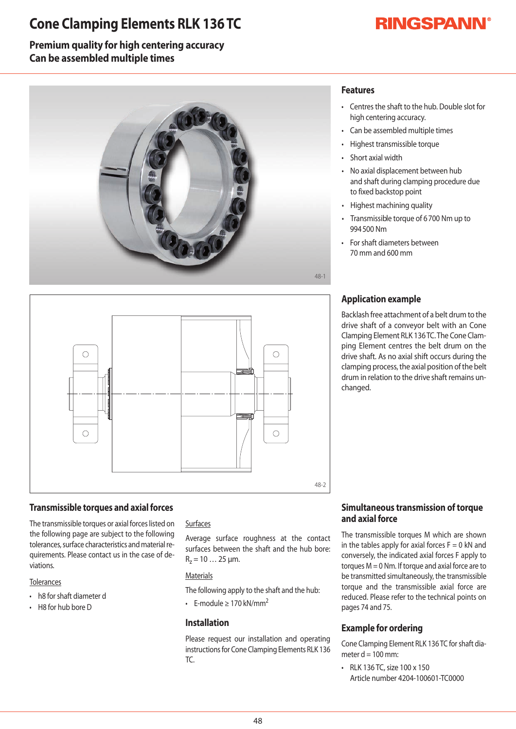# Cone Clamping Elements RLK 136 TC

RINGSPANN®

**Premium quality for high centering accuracy**
**Can be assembled multiple times**

48-1

48-2

## Features

- Centres the shaft to the hub. Double slot for high centering accuracy.
- Can be assembled multiple times
- Highest transmissible torque
- Short axial width
- No axial displacement between hub and shaft during clamping procedure due to fixed backstop point
- Highest machining quality
- Transmissible torque of 6 700 Nm up to 994 500 Nm
- For shaft diameters between 70 mm and 600 mm

## Application example

Backlash free attachment of a belt drum to the drive shaft of a conveyor belt with an Cone Clamping Element RLK 136 TC. The Cone Clamping Element centres the belt drum on the drive shaft. As no axial shift occurs during the clamping process, the axial position of the belt drum in relation to the drive shaft remains unchanged.

## Transmissible torques and axial forces

The transmissible torques or axial forces listed on the following page are subject to the following tolerances, surface characteristics and material requirements. Please contact us in the case of deviations.

Tolerances

- h8 for shaft diameter d
- H8 for hub bore D

Surfaces

Average surface roughness at the contact surfaces between the shaft and the hub bore: $R_z$ = 10 … 25 µm.

Materials

The following apply to the shaft and the hub:

- E-module ≥ 170 kN/mm$^2$

## Installation

Please request our installation and operating instructions for Cone Clamping Elements RLK 136 TC.

## Simultaneous transmission of torque and axial force

The transmissible torques M which are shown in the tables apply for axial forces F = 0 kN and conversely, the indicated axial forces F apply to torques M = 0 Nm. If torque and axial force are to be transmitted simultaneously, the transmissible torque and the transmissible axial force are reduced. Please refer to the technical points on pages 74 and 75.

## Example for ordering

Cone Clamping Element RLK 136 TC for shaft diameter d = 100 mm:

- RLK 136 TC, size 100 x 150
  Article number 4204-100601-TC0000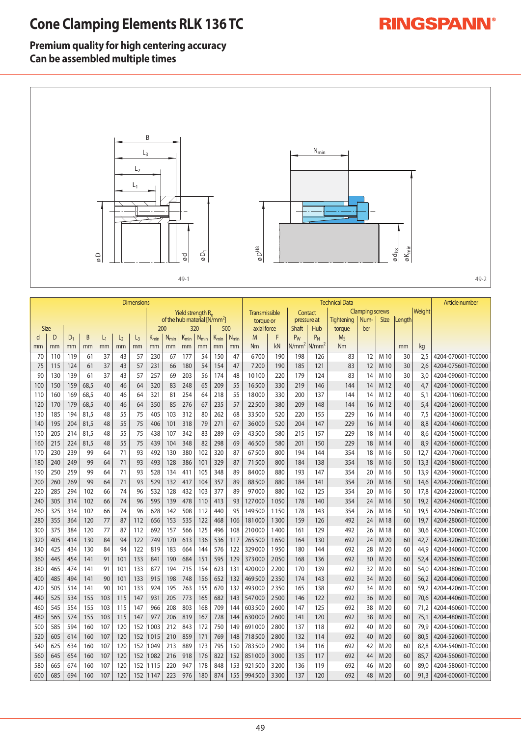# Cone Clamping Elements RLK 136 TC

**RINGSPANN®**

## Premium quality for high centering accuracy
## Can be assembled multiple times

B

$L_3$

$L_2$

$L_1$

ø D

ø d

ø $D_1$

49-1

$N_{min}$

ø $D^{H8}$

ø $d_{h8}$

ø $K_{min}$

49-2

| Size | | | | | | | Yield strength $R_e$ of the hub material [N/mm²] 200 | | 320 | | 500 | | Transmissible torque or axial force | | Contact pressure at Shaft | Hub | Tightening torque | Clamping screws Number | Size | Length | Weight | Article number |
|---|---|---|---|---|---|---|---|---|---|---|---|---|---|---|---|---|---|---|---|---|---|---|
| d | D | $D_1$ | B | $L_1$ | $L_2$ | $L_3$ | $K_{min}$ | $N_{min}$ | $K_{min}$ | $N_{min}$ | $K_{min}$ | $N_{min}$ | M | F | $P_W$ | $P_N$ | $M_S$ | | | | | |
| mm | mm | mm | mm | mm | mm | mm | mm | mm | mm | mm | mm | mm | Nm | kN | N/mm² | N/mm² | Nm | | | mm | kg | |
| 70 | 110 | 119 | 61 | 37 | 43 | 57 | 230 | 67 | 177 | 54 | 150 | 47 | 6700 | 190 | 198 | 126 | 83 | 12 | M 10 | 30 | 2,5 | 4204-070601-TC0000 |
| 75 | 115 | 124 | 61 | 37 | 43 | 57 | 231 | 66 | 180 | 54 | 154 | 47 | 7200 | 190 | 185 | 121 | 83 | 12 | M 10 | 30 | 2,6 | 4204-075601-TC0000 |
| 90 | 130 | 139 | 61 | 37 | 43 | 57 | 257 | 69 | 203 | 56 | 174 | 48 | 10100 | 220 | 179 | 124 | 83 | 14 | M 10 | 30 | 3,0 | 4204-090601-TC0000 |
| 100 | 150 | 159 | 68,5 | 40 | 46 | 64 | 320 | 83 | 248 | 65 | 209 | 55 | 16500 | 330 | 219 | 146 | 144 | 14 | M 12 | 40 | 4,7 | 4204-100601-TC0000 |
| 110 | 160 | 169 | 68,5 | 40 | 46 | 64 | 321 | 81 | 254 | 64 | 218 | 55 | 18000 | 330 | 200 | 137 | 144 | 14 | M 12 | 40 | 5,1 | 4204-110601-TC0000 |
| 120 | 170 | 179 | 68,5 | 40 | 46 | 64 | 350 | 85 | 276 | 67 | 235 | 57 | 22500 | 380 | 209 | 148 | 144 | 16 | M 12 | 40 | 5,4 | 4204-120601-TC0000 |
| 130 | 185 | 194 | 81,5 | 48 | 55 | 75 | 405 | 103 | 312 | 80 | 262 | 68 | 33500 | 520 | 220 | 155 | 229 | 16 | M 14 | 40 | 7,5 | 4204-130601-TC0000 |
| 140 | 195 | 204 | 81,5 | 48 | 55 | 75 | 406 | 101 | 318 | 79 | 271 | 67 | 36000 | 520 | 204 | 147 | 229 | 16 | M 14 | 40 | 8,8 | 4204-140601-TC0000 |
| 150 | 205 | 214 | 81,5 | 48 | 55 | 75 | 438 | 107 | 342 | 83 | 289 | 69 | 43500 | 580 | 215 | 157 | 229 | 18 | M 14 | 40 | 8,6 | 4204-150601-TC0000 |
| 160 | 215 | 224 | 81,5 | 48 | 55 | 75 | 439 | 104 | 348 | 82 | 298 | 69 | 46500 | 580 | 201 | 150 | 229 | 18 | M 14 | 40 | 8,9 | 4204-160601-TC0000 |
| 170 | 230 | 239 | 99 | 64 | 71 | 93 | 492 | 130 | 380 | 102 | 320 | 87 | 67500 | 800 | 194 | 144 | 354 | 18 | M 16 | 50 | 12,7 | 4204-170601-TC0000 |
| 180 | 240 | 249 | 99 | 64 | 71 | 93 | 493 | 128 | 386 | 101 | 329 | 87 | 71500 | 800 | 184 | 138 | 354 | 18 | M 16 | 50 | 13,3 | 4204-180601-TC0000 |
| 190 | 250 | 259 | 99 | 64 | 71 | 93 | 528 | 134 | 411 | 105 | 348 | 89 | 84000 | 880 | 193 | 147 | 354 | 20 | M 16 | 50 | 13,9 | 4204-190601-TC0000 |
| 200 | 260 | 269 | 99 | 64 | 71 | 93 | 529 | 132 | 417 | 104 | 357 | 89 | 88500 | 880 | 184 | 141 | 354 | 20 | M 16 | 50 | 14,6 | 4204-200601-TC0000 |
| 220 | 285 | 294 | 102 | 66 | 74 | 96 | 532 | 128 | 432 | 103 | 377 | 89 | 97000 | 880 | 162 | 125 | 354 | 20 | M 16 | 50 | 17,8 | 4204-220601-TC0000 |
| 240 | 305 | 314 | 102 | 66 | 74 | 96 | 595 | 139 | 478 | 110 | 413 | 93 | 127000 | 1050 | 178 | 140 | 354 | 24 | M 16 | 50 | 19,2 | 4204-240601-TC0000 |
| 260 | 325 | 334 | 102 | 66 | 74 | 96 | 628 | 142 | 508 | 112 | 440 | 95 | 149500 | 1150 | 178 | 143 | 354 | 26 | M 16 | 50 | 19,5 | 4204-260601-TC0000 |
| 280 | 355 | 364 | 120 | 77 | 87 | 112 | 656 | 153 | 535 | 122 | 468 | 106 | 181000 | 1300 | 159 | 126 | 492 | 24 | M 18 | 60 | 19,7 | 4204-280601-TC0000 |
| 300 | 375 | 384 | 120 | 77 | 87 | 112 | 692 | 157 | 566 | 125 | 496 | 108 | 210000 | 1400 | 161 | 129 | 492 | 26 | M 18 | 60 | 30,6 | 4204-300601-TC0000 |
| 320 | 405 | 414 | 130 | 84 | 94 | 122 | 749 | 170 | 613 | 136 | 536 | 117 | 265500 | 1650 | 164 | 130 | 692 | 24 | M 20 | 60 | 42,7 | 4204-320601-TC0000 |
| 340 | 425 | 434 | 130 | 84 | 94 | 122 | 819 | 183 | 664 | 144 | 576 | 122 | 329000 | 1950 | 180 | 144 | 692 | 28 | M 20 | 60 | 44,9 | 4204-340601-TC0000 |
| 360 | 445 | 454 | 141 | 91 | 101 | 133 | 841 | 190 | 684 | 151 | 595 | 129 | 373000 | 2050 | 168 | 136 | 692 | 30 | M 20 | 60 | 52,4 | 4204-360601-TC0000 |
| 380 | 465 | 474 | 141 | 91 | 101 | 133 | 877 | 194 | 715 | 154 | 623 | 131 | 420000 | 2200 | 170 | 139 | 692 | 32 | M 20 | 60 | 54,0 | 4204-380601-TC0000 |
| 400 | 485 | 494 | 141 | 90 | 101 | 133 | 915 | 198 | 748 | 156 | 652 | 132 | 469500 | 2350 | 174 | 143 | 692 | 34 | M 20 | 60 | 56,2 | 4204-400601-TC0000 |
| 420 | 505 | 514 | 141 | 90 | 101 | 133 | 924 | 195 | 763 | 155 | 670 | 132 | 493000 | 2350 | 165 | 138 | 692 | 34 | M 20 | 60 | 59,2 | 4204-420601-TC0000 |
| 440 | 525 | 534 | 155 | 103 | 115 | 147 | 931 | 205 | 773 | 165 | 682 | 143 | 547000 | 2500 | 146 | 122 | 692 | 36 | M 20 | 60 | 70,6 | 4204-440601-TC0000 |
| 460 | 545 | 554 | 155 | 103 | 115 | 147 | 966 | 208 | 803 | 168 | 709 | 144 | 603500 | 2600 | 147 | 125 | 692 | 38 | M 20 | 60 | 71,2 | 4204-460601-TC0000 |
| 480 | 565 | 574 | 155 | 103 | 115 | 147 | 977 | 206 | 819 | 167 | 728 | 144 | 630000 | 2600 | 141 | 120 | 692 | 38 | M 20 | 60 | 75,1 | 4204-480601-TC0000 |
| 500 | 585 | 594 | 160 | 107 | 120 | 152 | 1003 | 212 | 843 | 172 | 750 | 149 | 691000 | 2800 | 137 | 118 | 692 | 40 | M 20 | 60 | 79,9 | 4204-500601-TC0000 |
| 520 | 605 | 614 | 160 | 107 | 120 | 152 | 1015 | 210 | 859 | 171 | 769 | 148 | 718500 | 2800 | 132 | 114 | 692 | 40 | M 20 | 60 | 80,5 | 4204-520601-TC0000 |
| 540 | 625 | 634 | 160 | 107 | 120 | 152 | 1049 | 213 | 889 | 173 | 795 | 150 | 783500 | 2900 | 134 | 116 | 692 | 42 | M 20 | 60 | 82,8 | 4204-540601-TC0000 |
| 560 | 645 | 654 | 160 | 107 | 120 | 152 | 1082 | 216 | 918 | 176 | 822 | 152 | 851000 | 3000 | 135 | 117 | 692 | 44 | M 20 | 60 | 85,7 | 4204-560601-TC0000 |
| 580 | 665 | 674 | 160 | 107 | 120 | 152 | 1115 | 220 | 947 | 178 | 848 | 153 | 921500 | 3200 | 136 | 119 | 692 | 46 | M 20 | 60 | 89,0 | 4204-580601-TC0000 |
| 600 | 685 | 694 | 160 | 107 | 120 | 152 | 1147 | 223 | 976 | 180 | 874 | 155 | 994500 | 3300 | 137 | 120 | 692 | 48 | M 20 | 60 | 91,3 | 4204-600601-TC0000 |